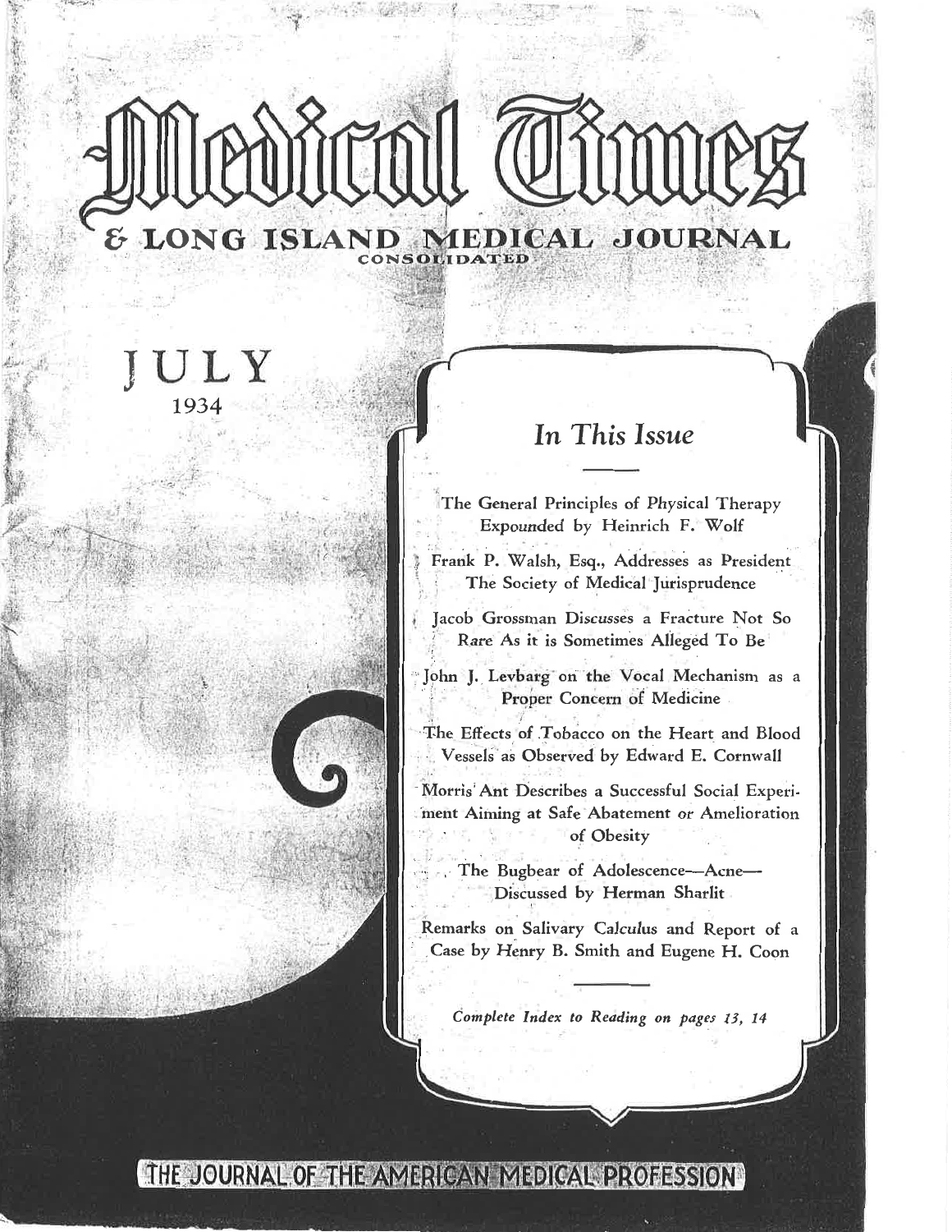# Medical Times

## & LONG ISLAND MEDICAL JOURNAL

CONSOLIDATED

JULY

1934

### In This Issue

The General Principles of Physical Therapy Expounded by Heinrich F. Wolf

Frank P. Walsh, Esq., Addresses as President The Society of Medical Jurisprudence

Jacob Grossman Discusses a Fracture Not So Rare As it is Sometimes Alleged To Be

John J. Levbarg on the Vocal Mechanism as a Proper Concern of Medicine

The Effects of Tobacco on the Heart and Blood Vessels as Observed by Edward E. Cornwall

Morris Ant Describes a Successful Social Experiment Aiming at Safe Abatement or Amelioration of Obesity

The Bugbear of Adolescence—Acne—Discussed by Herman Sharlit

Remarks on Salivary Calculus and Report of a Case by Henry B. Smith and Eugene H. Coon

*Complete Index to Reading on pages 13, 14*

THE JOURNAL OF THE AMERICAN MEDICAL PROFESSION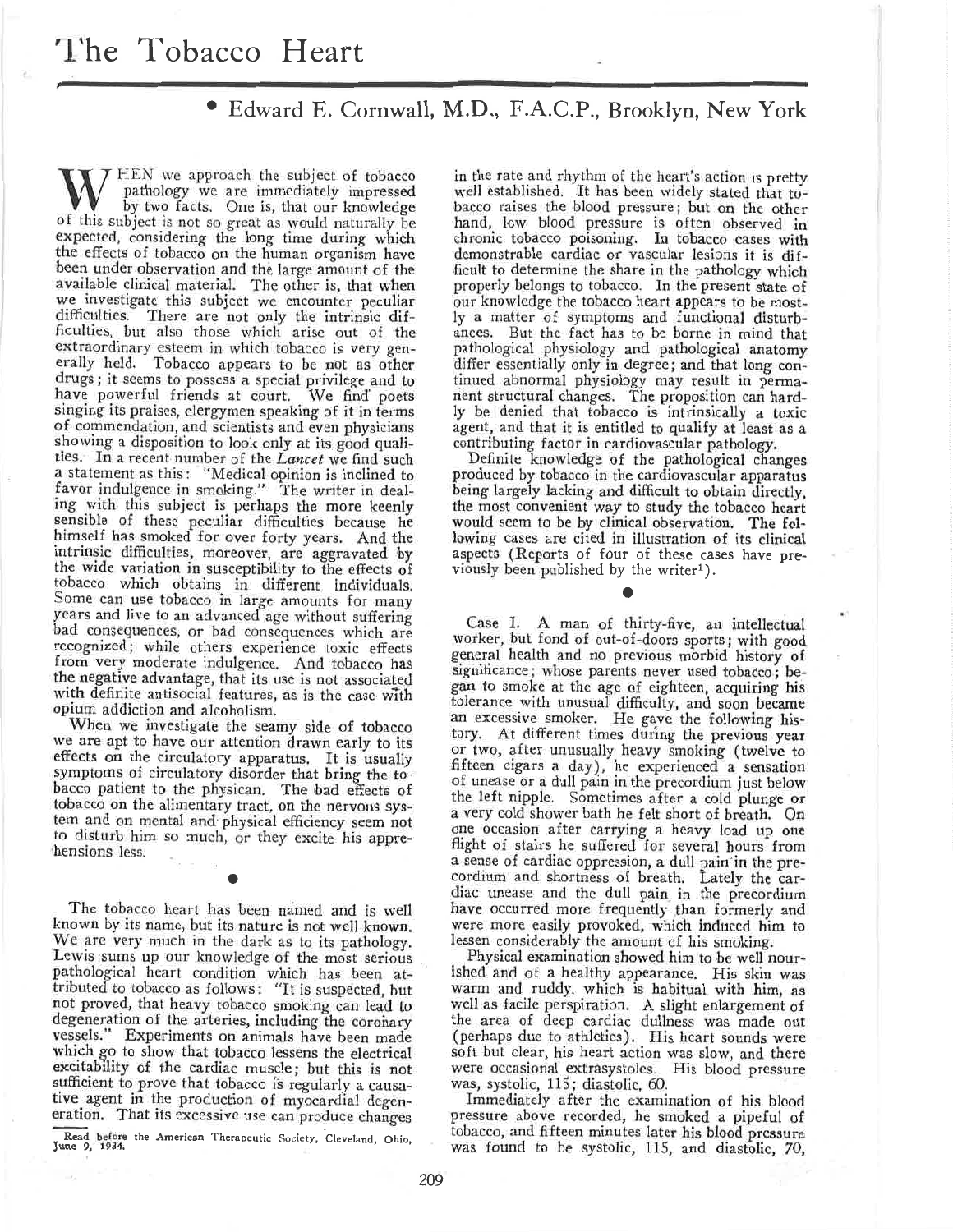# The Tobacco Heart

**Edward E. Cornwall, M.D., F.A.C.P., Brooklyn, New York**

When we approach the subject of tobacco pathology we are immediately impressed by two facts. One is, that our knowledge of this subject is not so great as would naturally be expected, considering the long time during which the effects of tobacco on the human organism have been under observation and the large amount of the available clinical material. The other is, that when we investigate this subject we encounter peculiar difficulties. There are not only the intrinsic difficulties, but also those which arise out of the extraordinary esteem in which tobacco is very generally held. Tobacco appears to be not as other drugs; it seems to possess a special privilege and to have powerful friends at court. We find poets singing its praises, clergymen speaking of it in terms of commendation, and scientists and even physicians showing a disposition to look only at its good qualities. In a recent number of the *Lancet* we find such a statement as this: "Medical opinion is inclined to favor indulgence in smoking." The writer in dealing with this subject is perhaps the more keenly sensible of these peculiar difficulties because he himself has smoked for over forty years. And the intrinsic difficulties, moreover, are aggravated by the wide variation in susceptibility to the effects of tobacco which obtains in different individuals. Some can use tobacco in large amounts for many years and live to an advanced age without suffering bad consequences, or bad consequences which are recognized; while others experience toxic effects from very moderate indulgence. And tobacco has the negative advantage, that its use is not associated with definite antisocial features, as is the case with opium addiction and alcoholism.

When we investigate the seamy side of tobacco we are apt to have our attention drawn early to its effects on the circulatory apparatus. It is usually symptoms of circulatory disorder that bring the tobacco patient to the physican. The bad effects of tobacco on the alimentary tract, on the nervous system and on mental and physical efficiency seem not to disturb him so much, or they excite his apprehensions less.

The tobacco heart has been named and is well known by its name, but its nature is not well known. We are very much in the dark as to its pathology. Lewis sums up our knowledge of the most serious pathological heart condition which has been attributed to tobacco as follows: "It is suspected, but not proved, that heavy tobacco smoking can lead to degeneration of the arteries, including the coronary vessels." Experiments on animals have been made which go to show that tobacco lessens the electrical excitability of the cardiac muscle; but this is not sufficient to prove that tobacco is regularly a causative agent in the production of myocardial degeneration. That its excessive use can produce changes in the rate and rhythm of the heart's action is pretty well established. It has been widely stated that tobacco raises the blood pressure; but on the other hand, low blood pressure is often observed in chronic tobacco poisoning. In tobacco cases with demonstrable cardiac or vascular lesions it is difficult to determine the share in the pathology which properly belongs to tobacco. In the present state of our knowledge the tobacco heart appears to be mostly a matter of symptoms and functional disturbances. But the fact has to be borne in mind that pathological physiology and pathological anatomy differ essentially only in degree; and that long continued abnormal physiology may result in permanent structural changes. The proposition can hardly be denied that tobacco is intrinsically a toxic agent, and that it is entitled to qualify at least as a contributing factor in cardiovascular pathology.

Definite knowledge of the pathological changes produced by tobacco in the cardiovascular apparatus being largely lacking and difficult to obtain directly, the most convenient way to study the tobacco heart would seem to be by clinical observation. The following cases are cited in illustration of its clinical aspects (Reports of four of these cases have previously been published by the writer[1]).

Case I. A man of thirty-five, an intellectual worker, but fond of out-of-doors sports; with good general health and no previous morbid history of significance; whose parents never used tobacco; began to smoke at the age of eighteen, acquiring his tolerance with unusual difficulty, and soon became an excessive smoker. He gave the following history. At different times during the previous year or two, after unusually heavy smoking (twelve to fifteen cigars a day), he experienced a sensation of unease or a dull pain in the precordium just below the left nipple. Sometimes after a cold plunge or a very cold shower bath he felt short of breath. On one occasion after carrying a heavy load up one flight of stairs he suffered for several hours from a sense of cardiac oppression, a dull pain in the precordium and shortness of breath. Lately the cardiac unease and the dull pain in the precordium have occurred more frequently than formerly and were more easily provoked, which induced him to lessen considerably the amount of his smoking.

Physical examination showed him to be well nourished and of a healthy appearance. His skin was warm and ruddy, which is habitual with him, as well as facile perspiration. A slight enlargement of the area of deep cardiac dullness was made out (perhaps due to athletics). His heart sounds were soft but clear, his heart action was slow, and there were occasional extrasystoles. His blood pressure was, systolic, 115; diastolic, 60.

Immediately after the examination of his blood pressure above recorded, he smoked a pipeful of tobacco, and fifteen minutes later his blood pressure was found to be systolic, 115, and diastolic, 70,

Read before the American Therapeutic Society, Cleveland, Ohio, June 9, 1934.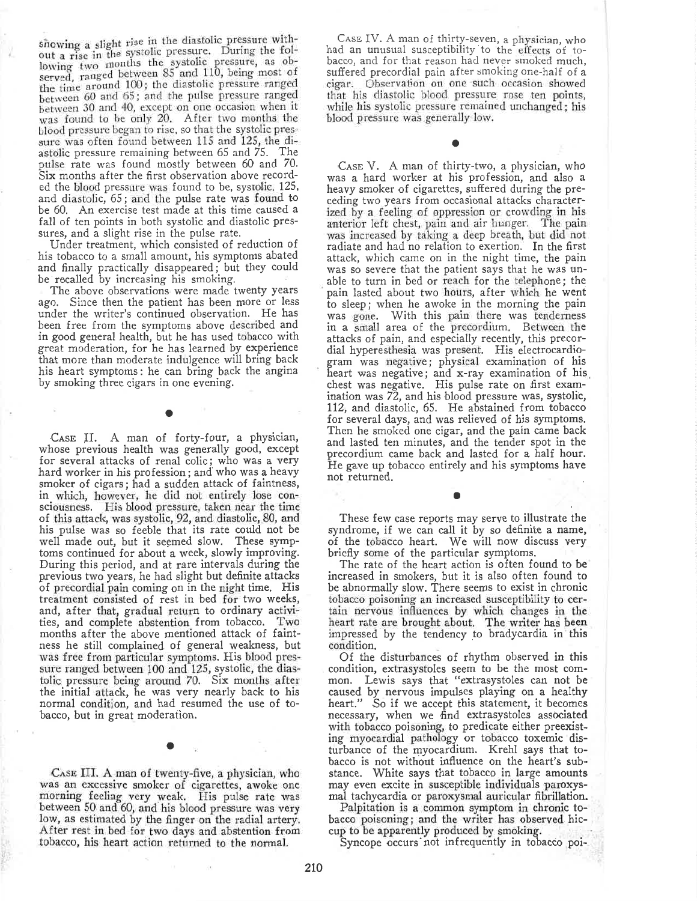showing a slight rise in the diastolic pressure without a rise in the systolic pressure. During the following two months the systolic pressure, as observed, ranged between 85 and 110, being most of the time around 100; the diastolic pressure ranged between 60 and 65; and the pulse pressure ranged between 30 and 40, except on one occasion when it was found to be only 20. After two months the blood pressure began to rise, so that the systolic pressure was often found between 115 and 125, the diastolic pressure remaining between 65 and 75. The pulse rate was found mostly between 60 and 70. Six months after the first observation above recorded the blood pressure was found to be, systolic, 125, and diastolic, 65; and the pulse rate was found to be 60. An exercise test made at this time caused a fall of ten points in both systolic and diastolic pressures, and a slight rise in the pulse rate.

Under treatment, which consisted of reduction of his tobacco to a small amount, his symptoms abated and finally practically disappeared; but they could be recalled by increasing his smoking.

The above observations were made twenty years ago. Since then the patient has been more or less under the writer's continued observation. He has been free from the symptoms above described and in good general health, but he has used tobacco with great moderation, for he has learned by experience that more than moderate indulgence will bring back his heart symptoms: he can bring back the angina by smoking three cigars in one evening.

CASE II. A man of forty-four, a physician, whose previous health was generally good, except for several attacks of renal colic; who was a very hard worker in his profession; and who was a heavy smoker of cigars; had a sudden attack of faintness, in which, however, he did not entirely lose consciousness. His blood pressure, taken near the time of this attack, was systolic, 92, and diastolic, 80, and his pulse was so feeble that its rate could not be well made out, but it seemed slow. These symptoms continued for about a week, slowly improving. During this period, and at rare intervals during the previous two years, he had slight but definite attacks of precordial pain coming on in the night time. His treatment consisted of rest in bed for two weeks, and, after that, gradual return to ordinary activities, and complete abstention from tobacco. Two months after the above mentioned attack of faintness he still complained of general weakness, but was free from particular symptoms. His blood pressure ranged between 100 and 125, systolic, the diastolic pressure being around 70. Six months after the initial attack, he was very nearly back to his normal condition, and had resumed the use of tobacco, but in great moderation.

CASE III. A man of twenty-five, a physician, who was an excessive smoker of cigarettes, awoke one morning feeling very weak. His pulse rate was between 50 and 60, and his blood pressure was very low, as estimated by the finger on the radial artery. After rest in bed for two days and abstention from tobacco, his heart action returned to the normal.

CASE IV. A man of thirty-seven, a physician, who had an unusual susceptibility to the effects of tobacco, and for that reason had never smoked much, suffered precordial pain after smoking one-half of a cigar. Observation on one such occasion showed that his diastolic blood pressure rose ten points, while his systolic pressure remained unchanged; his blood pressure was generally low.

CASE V. A man of thirty-two, a physician, who was a hard worker at his profession, and also a heavy smoker of cigarettes, suffered during the preceding two years from occasional attacks characterized by a feeling of oppression or crowding in his anterior left chest, pain and air hunger. The pain was increased by taking a deep breath, but did not radiate and had no relation to exertion. In the first attack, which came on in the night time, the pain was so severe that the patient says that he was unable to turn in bed or reach for the telephone; the pain lasted about two hours, after which he went to sleep; when he awoke in the morning the pain was gone. With this pain there was tenderness in a small area of the precordium. Between the attacks of pain, and especially recently, this precordial hyperesthesia was present. His electrocardiogram was negative; physical examination of his heart was negative; and x-ray examination of his chest was negative. His pulse rate on first examination was 72, and his blood pressure was, systolic, 112, and diastolic, 65. He abstained from tobacco for several days, and was relieved of his symptoms. Then he smoked one cigar, and the pain came back and lasted ten minutes, and the tender spot in the precordium came back and lasted for a half hour. He gave up tobacco entirely and his symptoms have not returned.

These few case reports may serve to illustrate the syndrome, if we can call it by so definite a name, of the tobacco heart. We will now discuss very briefly some of the particular symptoms.

The rate of the heart action is often found to be increased in smokers, but it is also often found to be abnormally slow. There seems to exist in chronic tobacco poisoning an increased susceptibility to certain nervous influences by which changes in the heart rate are brought about. The writer has been impressed by the tendency to bradycardia in this condition.

Of the disturbances of rhythm observed in this condition, extrasystoles seem to be the most common. Lewis says that "extrasystoles can not be caused by nervous impulses playing on a healthy heart." So if we accept this statement, it becomes necessary, when we find extrasystoles associated with tobacco poisoning, to predicate either preexisting myocardial pathology or tobacco toxemic disturbance of the myocardium. Krehl says that tobacco is not without influence on the heart's substance. White says that tobacco in large amounts may even excite in susceptible individuals paroxysmal tachycardia or paroxysmal auricular fibrillation.

Palpitation is a common symptom in chronic tobacco poisoning; and the writer has observed hiccup to be apparently produced by smoking.

Syncope occurs not infrequently in tobacco poi-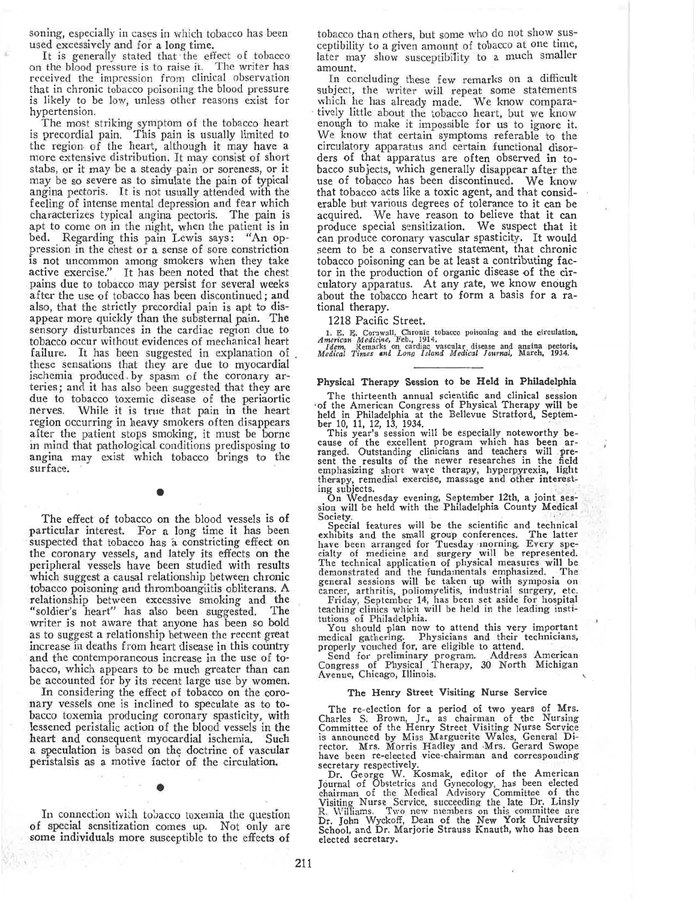soning, especially in cases in which tobacco has been used excessively and for a long time.

It is generally stated that the effect of tobacco on the blood pressure is to raise it. The writer has received the impression from clinical observation that in chronic tobacco poisoning the blood pressure is likely to be low, unless other reasons exist for hypertension.

The most striking symptom of the tobacco heart is precordial pain. This pain is usually limited to the region of the heart, although it may have a more extensive distribution. It may consist of short stabs, or it may be a steady pain or soreness, or it may be so severe as to simulate the pain of typical angina pectoris. It is not usually attended with the feeling of intense mental depression and fear which characterizes typical angina pectoris. The pain is apt to come on in the night, when the patient is in bed. Regarding this pain Lewis says: "An oppression in the chest or a sense of sore constriction is not uncommon among smokers when they take active exercise." It has been noted that the chest pains due to tobacco may persist for several weeks after the use of tobacco has been discontinued; and also, that the strictly precordial pain is apt to disappear more quickly than the substernal pain. The sensory disturbances in the cardiac region due to tobacco occur without evidences of mechanical heart failure. It has been suggested in explanation of these sensations that they are due to myocardial ischemia produced by spasm of the coronary arteries; and it has also been suggested that they are due to tobacco toxemic disease of the periaortic nerves. While it is true that pain in the heart region occurring in heavy smokers often disappears after the patient stops smoking, it must be borne in mind that pathological conditions predisposing to angina may exist which tobacco brings to the surface.

•

The effect of tobacco on the blood vessels is of particular interest. For a long time it has been suspected that tobacco has a constricting effect on the coronary vessels, and lately its effects on the peripheral vessels have been studied with results which suggest a causal relationship between chronic tobacco poisoning and thromboangiitis obliterans. A relationship between excessive smoking and the "soldier's heart" has also been suggested. The writer is not aware that anyone has been so bold as to suggest a relationship between the recent great increase in deaths from heart disease in this country and the contemporaneous increase in the use of tobacco, which appears to be much greater than can be accounted for by its recent large use by women.

In considering the effect of tobacco on the coronary vessels one is inclined to speculate as to tobacco toxemia producing coronary spasticity, with lessened peristalic action of the blood vessels in the heart and consequent myocardial ischemia. Such a speculation is based on the doctrine of vascular peristalsis as a motive factor of the circulation.

•

In connection with tobacco toxemia the question of special sensitization comes up. Not only are some individuals more susceptible to the effects of tobacco than others, but some who do not show susceptibility to a given amount of tobacco at one time, later may show susceptibility to a much smaller amount.

In concluding these few remarks on a difficult subject, the writer will repeat some statements which he has already made. We know comparatively little about the tobacco heart, but we know enough to make it impossible for us to ignore it. We know that certain symptoms referable to the circulatory apparatus and certain functional disorders of that apparatus are often observed in tobacco subjects, which generally disappear after the use of tobacco has been discontinued. We know that tobacco acts like a toxic agent, and that considerable but various degrees of tolerance to it can be acquired. We have reason to believe that it can produce special sensitization. We suspect that it can produce coronary vascular spasticity. It would seem to be a conservative statement, that chronic tobacco poisoning can be at least a contributing factor in the production of organic disease of the circulatory apparatus. At any rate, we know enough about the tobacco heart to form a basis for a rational therapy.

1218 Pacific Street.

1. E. E. Cornwall, Chronic tobacco poisoning and the circulation, *American Medicine*, Feb., 1914.
*Idem.* Remarks on cardiac vascular disease and angina pectoris, *Medical Times and Long Island Medical Journal*, March, 1934.

---

### Physical Therapy Session to be Held in Philadelphia

The thirteenth annual scientific and clinical session of the American Congress of Physical Therapy will be held in Philadelphia at the Bellevue Stratford, September 10, 11, 12, 13, 1934.

This year's session will be especially noteworthy because of the excellent program which has been arranged. Outstanding clinicians and teachers will present the results of the newer researches in the field emphasizing short wave therapy, hyperpyrexia, light therapy, remedial exercise, massage and other interesting subjects.

On Wednesday evening, September 12th, a joint session will be held with the Philadelphia County Medical Society.

Special features will be the scientific and technical exhibits and the small group conferences. The latter have been arranged for Tuesday morning. Every specialty of medicine and surgery will be represented. The technical application of physical measures will be demonstrated and the fundamentals emphasized. The general sessions will be taken up with symposia on cancer, arthritis, poliomyelitis, industrial surgery, etc.

Friday, September 14, has been set aside for hospital teaching clinics which will be held in the leading institutions of Philadelphia.

You should plan now to attend this very important medical gathering. Physicians and their technicians, properly vouched for, are eligible to attend.

Send for preliminary program. Address American Congress of Physical Therapy, 30 North Michigan Avenue, Chicago, Illinois.

### The Henry Street Visiting Nurse Service

The re-election for a period of two years of Mrs. Charles S. Brown, Jr., as chairman of the Nursing Committee of the Henry Street Visiting Nurse Service is announced by Miss Marguerite Wales, General Director. Mrs. Morris Hadley and Mrs. Gerard Swope have been re-elected vice-chairman and corresponding secretary respectively.

Dr. George W. Kosmak, editor of the American Journal of Obstetrics and Gynecology, has been elected chairman of the Medical Advisory Committee of the Visiting Nurse Service, succeeding the late Dr. Linsly R. Williams. Two new members on this committee are Dr. John Wyckoff, Dean of the New York University School, and Dr. Marjorie Strauss Knauth, who has been elected secretary.